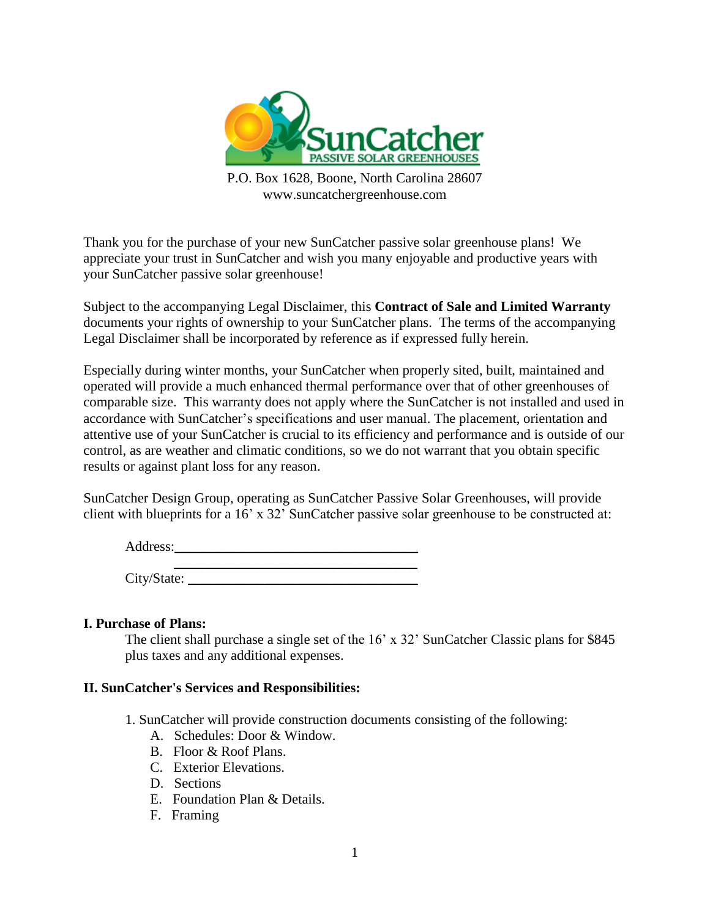SunCatcher
PASSIVE SOLAR GREENHOUSES

P.O. Box 1628, Boone, North Carolina 28607
www.suncatchergreenhouse.com

Thank you for the purchase of your new SunCatcher passive solar greenhouse plans! We appreciate your trust in SunCatcher and wish you many enjoyable and productive years with your SunCatcher passive solar greenhouse!

Subject to the accompanying Legal Disclaimer, this **Contract of Sale and Limited Warranty** documents your rights of ownership to your SunCatcher plans. The terms of the accompanying Legal Disclaimer shall be incorporated by reference as if expressed fully herein.

Especially during winter months, your SunCatcher when properly sited, built, maintained and operated will provide a much enhanced thermal performance over that of other greenhouses of comparable size. This warranty does not apply where the SunCatcher is not installed and used in accordance with SunCatcher's specifications and user manual. The placement, orientation and attentive use of your SunCatcher is crucial to its efficiency and performance and is outside of our control, as are weather and climatic conditions, so we do not warrant that you obtain specific results or against plant loss for any reason.

SunCatcher Design Group, operating as SunCatcher Passive Solar Greenhouses, will provide client with blueprints for a 16' x 32' SunCatcher passive solar greenhouse to be constructed at:

Address: ____________________________________

____________________________________

City/State: ____________________________________

**I. Purchase of Plans:**

The client shall purchase a single set of the 16' x 32' SunCatcher Classic plans for $845 plus taxes and any additional expenses.

**II. SunCatcher's Services and Responsibilities:**

1. SunCatcher will provide construction documents consisting of the following:
   - A. Schedules: Door & Window.
   - B. Floor & Roof Plans.
   - C. Exterior Elevations.
   - D. Sections
   - E. Foundation Plan & Details.
   - F. Framing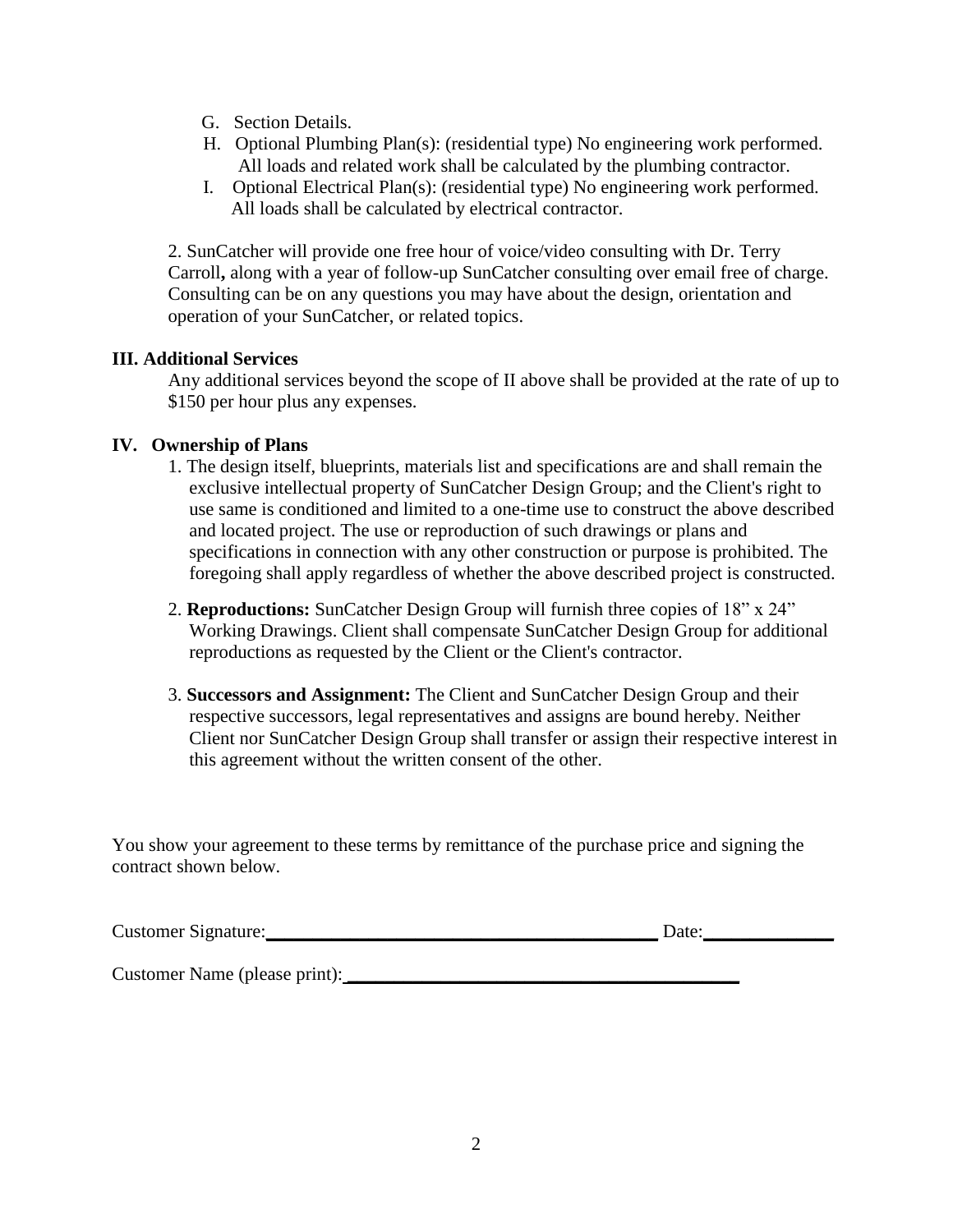G. Section Details.

H. Optional Plumbing Plan(s): (residential type) No engineering work performed. All loads and related work shall be calculated by the plumbing contractor.

I. Optional Electrical Plan(s): (residential type) No engineering work performed. All loads shall be calculated by electrical contractor.

2. SunCatcher will provide one free hour of voice/video consulting with Dr. Terry Carroll**,** along with a year of follow-up SunCatcher consulting over email free of charge. Consulting can be on any questions you may have about the design, orientation and operation of your SunCatcher, or related topics.

**III. Additional Services**

Any additional services beyond the scope of II above shall be provided at the rate of up to $150 per hour plus any expenses.

**IV. Ownership of Plans**

1. The design itself, blueprints, materials list and specifications are and shall remain the exclusive intellectual property of SunCatcher Design Group; and the Client's right to use same is conditioned and limited to a one-time use to construct the above described and located project. The use or reproduction of such drawings or plans and specifications in connection with any other construction or purpose is prohibited. The foregoing shall apply regardless of whether the above described project is constructed.

2. **Reproductions:** SunCatcher Design Group will furnish three copies of 18" x 24" Working Drawings. Client shall compensate SunCatcher Design Group for additional reproductions as requested by the Client or the Client's contractor.

3. **Successors and Assignment:** The Client and SunCatcher Design Group and their respective successors, legal representatives and assigns are bound hereby. Neither Client nor SunCatcher Design Group shall transfer or assign their respective interest in this agreement without the written consent of the other.

You show your agreement to these terms by remittance of the purchase price and signing the contract shown below.

Customer Signature:\_\_\_\_\_\_\_\_\_\_\_\_\_\_\_\_\_\_\_\_\_\_\_\_\_\_\_\_\_\_\_\_\_\_\_\_\_\_\_\_ Date:\_\_\_\_\_\_\_\_\_\_\_\_\_\_

Customer Name (please print): \_\_\_\_\_\_\_\_\_\_\_\_\_\_\_\_\_\_\_\_\_\_\_\_\_\_\_\_\_\_\_\_\_\_\_\_\_\_\_\_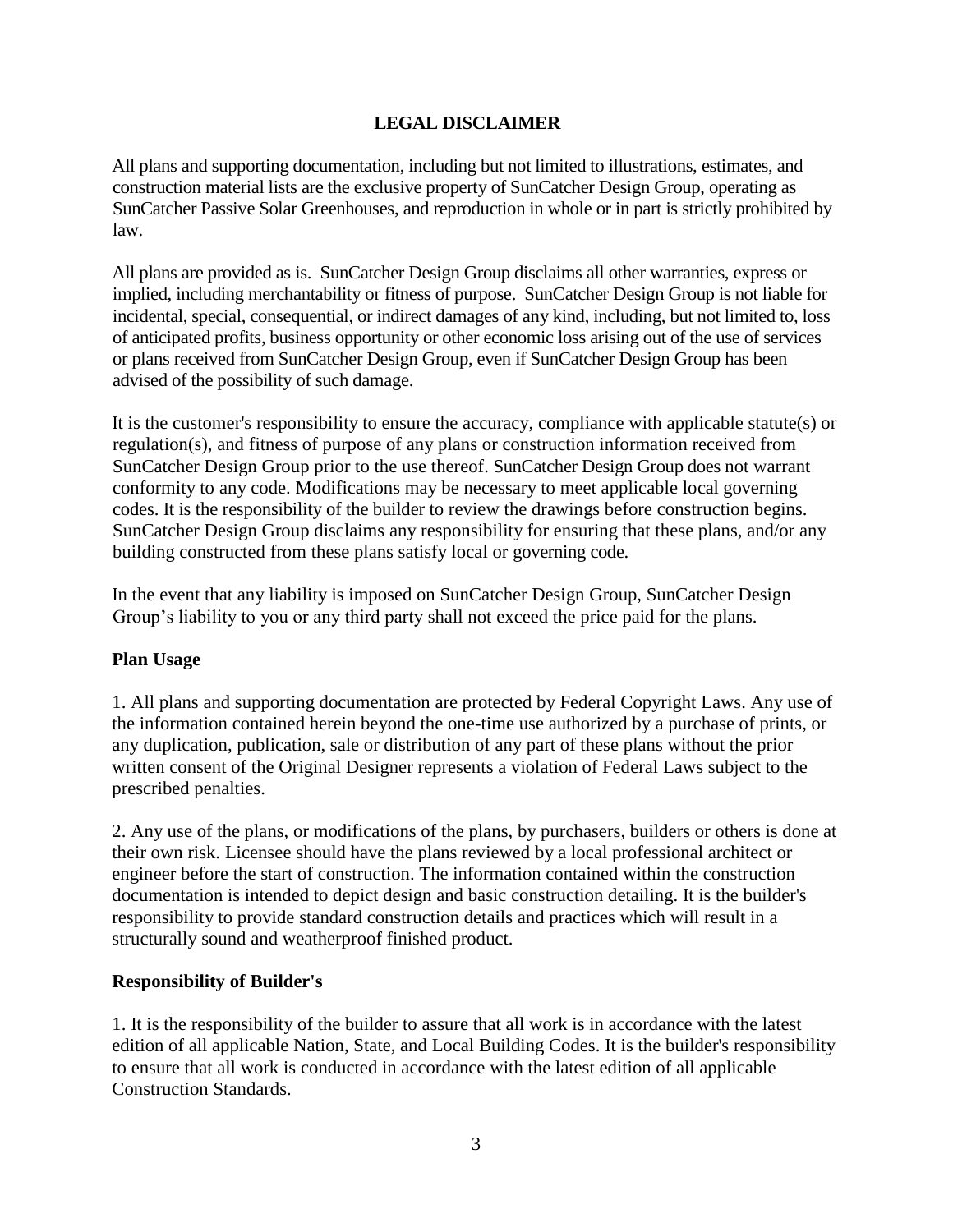# LEGAL DISCLAIMER

All plans and supporting documentation, including but not limited to illustrations, estimates, and construction material lists are the exclusive property of SunCatcher Design Group, operating as SunCatcher Passive Solar Greenhouses, and reproduction in whole or in part is strictly prohibited by law.

All plans are provided as is. SunCatcher Design Group disclaims all other warranties, express or implied, including merchantability or fitness of purpose. SunCatcher Design Group is not liable for incidental, special, consequential, or indirect damages of any kind, including, but not limited to, loss of anticipated profits, business opportunity or other economic loss arising out of the use of services or plans received from SunCatcher Design Group, even if SunCatcher Design Group has been advised of the possibility of such damage.

It is the customer's responsibility to ensure the accuracy, compliance with applicable statute(s) or regulation(s), and fitness of purpose of any plans or construction information received from SunCatcher Design Group prior to the use thereof. SunCatcher Design Group does not warrant conformity to any code. Modifications may be necessary to meet applicable local governing codes. It is the responsibility of the builder to review the drawings before construction begins. SunCatcher Design Group disclaims any responsibility for ensuring that these plans, and/or any building constructed from these plans satisfy local or governing code.

In the event that any liability is imposed on SunCatcher Design Group, SunCatcher Design Group's liability to you or any third party shall not exceed the price paid for the plans.

## Plan Usage

1. All plans and supporting documentation are protected by Federal Copyright Laws. Any use of the information contained herein beyond the one-time use authorized by a purchase of prints, or any duplication, publication, sale or distribution of any part of these plans without the prior written consent of the Original Designer represents a violation of Federal Laws subject to the prescribed penalties.

2. Any use of the plans, or modifications of the plans, by purchasers, builders or others is done at their own risk. Licensee should have the plans reviewed by a local professional architect or engineer before the start of construction. The information contained within the construction documentation is intended to depict design and basic construction detailing. It is the builder's responsibility to provide standard construction details and practices which will result in a structurally sound and weatherproof finished product.

## Responsibility of Builder's

1. It is the responsibility of the builder to assure that all work is in accordance with the latest edition of all applicable Nation, State, and Local Building Codes. It is the builder's responsibility to ensure that all work is conducted in accordance with the latest edition of all applicable Construction Standards.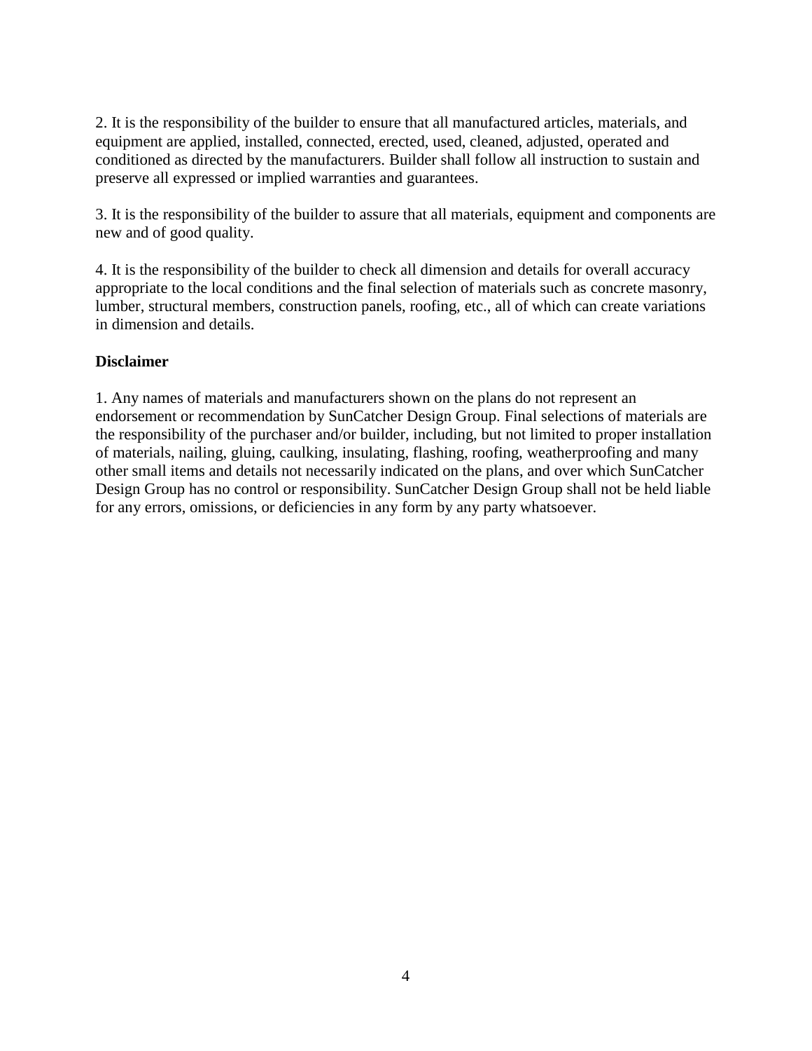2. It is the responsibility of the builder to ensure that all manufactured articles, materials, and equipment are applied, installed, connected, erected, used, cleaned, adjusted, operated and conditioned as directed by the manufacturers. Builder shall follow all instruction to sustain and preserve all expressed or implied warranties and guarantees.

3. It is the responsibility of the builder to assure that all materials, equipment and components are new and of good quality.

4. It is the responsibility of the builder to check all dimension and details for overall accuracy appropriate to the local conditions and the final selection of materials such as concrete masonry, lumber, structural members, construction panels, roofing, etc., all of which can create variations in dimension and details.

**Disclaimer**

1. Any names of materials and manufacturers shown on the plans do not represent an endorsement or recommendation by SunCatcher Design Group. Final selections of materials are the responsibility of the purchaser and/or builder, including, but not limited to proper installation of materials, nailing, gluing, caulking, insulating, flashing, roofing, weatherproofing and many other small items and details not necessarily indicated on the plans, and over which SunCatcher Design Group has no control or responsibility. SunCatcher Design Group shall not be held liable for any errors, omissions, or deficiencies in any form by any party whatsoever.